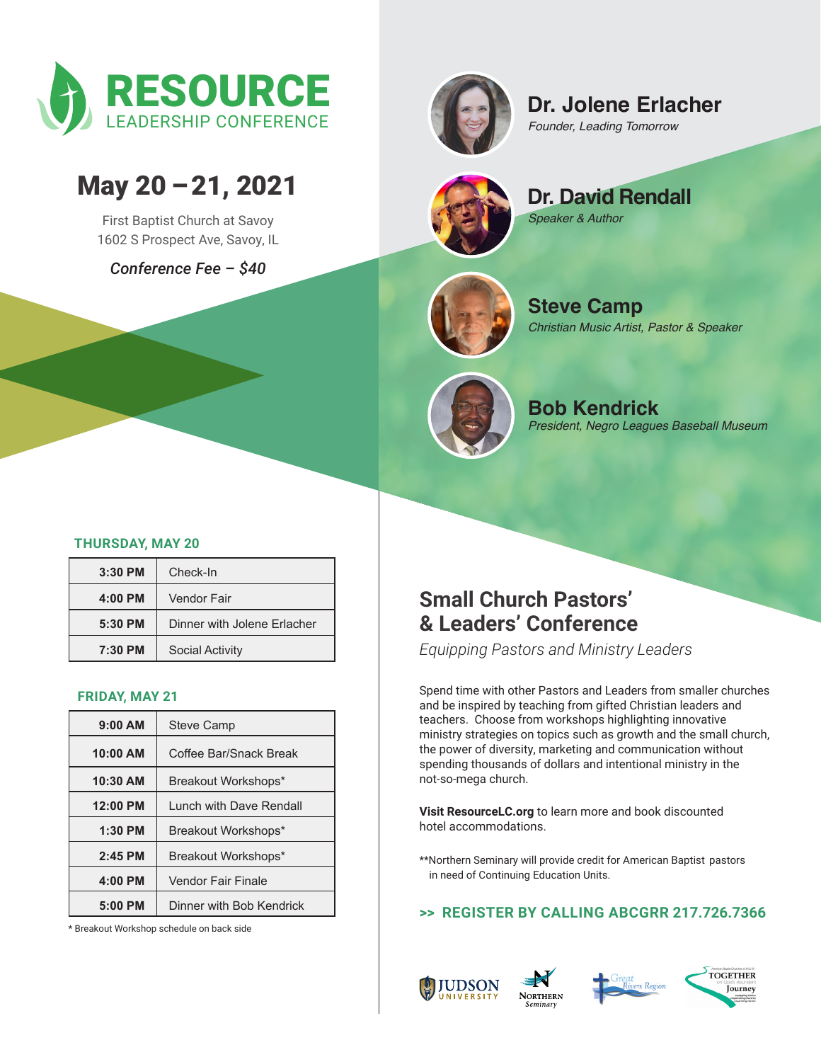# RESOURCE
## LEADERSHIP CONFERENCE

## May 20 – 21, 2021

First Baptist Church at Savoy
1602 S Prospect Ave, Savoy, IL

*Conference Fee – $40*

**Dr. Jolene Erlacher**
*Founder, Leading Tomorrow*

**Dr. David Rendall**
*Speaker & Author*

**Steve Camp**
*Christian Music Artist, Pastor & Speaker*

**Bob Kendrick**
*President, Negro Leagues Baseball Museum*

### THURSDAY, MAY 20

| Time | Event |
|---|---|
| 3:30 PM | Check-In |
| 4:00 PM | Vendor Fair |
| 5:30 PM | Dinner with Jolene Erlacher |
| 7:30 PM | Social Activity |

### FRIDAY, MAY 21

| Time | Event |
|---|---|
| 9:00 AM | Steve Camp |
| 10:00 AM | Coffee Bar/Snack Break |
| 10:30 AM | Breakout Workshops* |
| 12:00 PM | Lunch with Dave Rendall |
| 1:30 PM | Breakout Workshops* |
| 2:45 PM | Breakout Workshops* |
| 4:00 PM | Vendor Fair Finale |
| 5:00 PM | Dinner with Bob Kendrick |

* Breakout Workshop schedule on back side

## Small Church Pastors' & Leaders' Conference

*Equipping Pastors and Ministry Leaders*

Spend time with other Pastors and Leaders from smaller churches and be inspired by teaching from gifted Christian leaders and teachers. Choose from workshops highlighting innovative ministry strategies on topics such as growth and the small church, the power of diversity, marketing and communication without spending thousands of dollars and intentional ministry in the not-so-mega church.

**Visit ResourceLC.org** to learn more and book discounted hotel accommodations.

**Northern Seminary will provide credit for American Baptist pastors in need of Continuing Education Units.

**>> REGISTER BY CALLING ABCGRR 217.726.7366**

JUDSON UNIVERSITY | NORTHERN Seminary | Great Rivers Region | TOGETHER on God's Mission Journey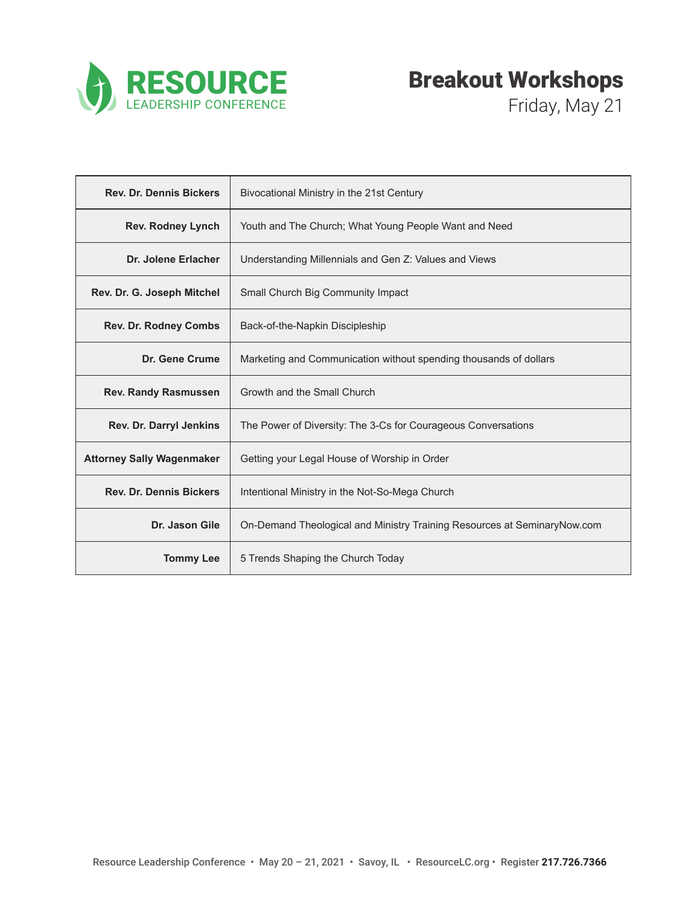**RESOURCE**
LEADERSHIP CONFERENCE

# Breakout Workshops

Friday, May 21

| | |
|---|---|
| **Rev. Dr. Dennis Bickers** | Bivocational Ministry in the 21st Century |
| **Rev. Rodney Lynch** | Youth and The Church; What Young People Want and Need |
| **Dr. Jolene Erlacher** | Understanding Millennials and Gen Z: Values and Views |
| **Rev. Dr. G. Joseph Mitchel** | Small Church Big Community Impact |
| **Rev. Dr. Rodney Combs** | Back-of-the-Napkin Discipleship |
| **Dr. Gene Crume** | Marketing and Communication without spending thousands of dollars |
| **Rev. Randy Rasmussen** | Growth and the Small Church |
| **Rev. Dr. Darryl Jenkins** | The Power of Diversity: The 3-Cs for Courageous Conversations |
| **Attorney Sally Wagenmaker** | Getting your Legal House of Worship in Order |
| **Rev. Dr. Dennis Bickers** | Intentional Ministry in the Not-So-Mega Church |
| **Dr. Jason Gile** | On-Demand Theological and Ministry Training Resources at SeminaryNow.com |
| **Tommy Lee** | 5 Trends Shaping the Church Today |

Resource Leadership Conference • May 20 – 21, 2021 • Savoy, IL • ResourceLC.org • Register **217.726.7366**